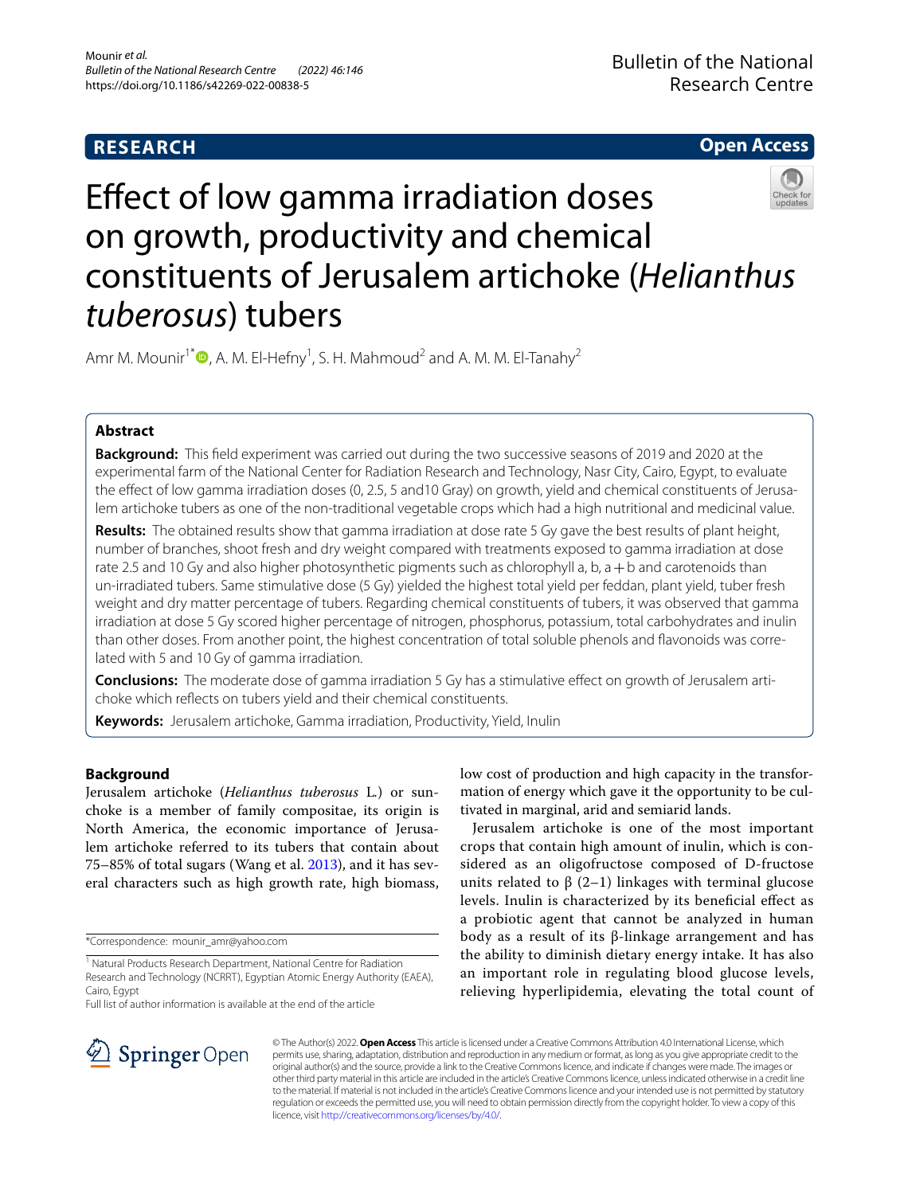**RESEARCH** | **Open Access**

# Effect of low gamma irradiation doses on growth, productivity and chemical constituents of Jerusalem artichoke (*Helianthus tuberosus*) tubers

Amr M. Mounir[1*], A. M. El-Hefny[1], S. H. Mahmoud[2] and A. M. M. El-Tanahy[2]

## Abstract

**Background:** This field experiment was carried out during the two successive seasons of 2019 and 2020 at the experimental farm of the National Center for Radiation Research and Technology, Nasr City, Cairo, Egypt, to evaluate the effect of low gamma irradiation doses (0, 2.5, 5 and10 Gray) on growth, yield and chemical constituents of Jerusalem artichoke tubers as one of the non-traditional vegetable crops which had a high nutritional and medicinal value.

**Results:** The obtained results show that gamma irradiation at dose rate 5 Gy gave the best results of plant height, number of branches, shoot fresh and dry weight compared with treatments exposed to gamma irradiation at dose rate 2.5 and 10 Gy and also higher photosynthetic pigments such as chlorophyll a, b, a + b and carotenoids than un-irradiated tubers. Same stimulative dose (5 Gy) yielded the highest total yield per feddan, plant yield, tuber fresh weight and dry matter percentage of tubers. Regarding chemical constituents of tubers, it was observed that gamma irradiation at dose 5 Gy scored higher percentage of nitrogen, phosphorus, potassium, total carbohydrates and inulin than other doses. From another point, the highest concentration of total soluble phenols and flavonoids was correlated with 5 and 10 Gy of gamma irradiation.

**Conclusions:** The moderate dose of gamma irradiation 5 Gy has a stimulative effect on growth of Jerusalem artichoke which reflects on tubers yield and their chemical constituents.

**Keywords:** Jerusalem artichoke, Gamma irradiation, Productivity, Yield, Inulin

## Background

Jerusalem artichoke (*Helianthus tuberosus* L.) or sunchoke is a member of family compositae, its origin is North America, the economic importance of Jerusalem artichoke referred to its tubers that contain about 75–85% of total sugars (Wang et al. 2013), and it has several characters such as high growth rate, high biomass, low cost of production and high capacity in the transformation of energy which gave it the opportunity to be cultivated in marginal, arid and semiarid lands.

Jerusalem artichoke is one of the most important crops that contain high amount of inulin, which is considered as an oligofructose composed of D-fructose units related to β (2–1) linkages with terminal glucose levels. Inulin is characterized by its beneficial effect as a probiotic agent that cannot be analyzed in human body as a result of its β-linkage arrangement and has the ability to diminish dietary energy intake. It has also an important role in regulating blood glucose levels, relieving hyperlipidemia, elevating the total count of

*Correspondence: mounir_amr@yahoo.com

[1] Natural Products Research Department, National Centre for Radiation Research and Technology (NCRRT), Egyptian Atomic Energy Authority (EAEA), Cairo, Egypt

Full list of author information is available at the end of the article

© The Author(s) 2022. **Open Access** This article is licensed under a Creative Commons Attribution 4.0 International License, which permits use, sharing, adaptation, distribution and reproduction in any medium or format, as long as you give appropriate credit to the original author(s) and the source, provide a link to the Creative Commons licence, and indicate if changes were made. The images or other third party material in this article are included in the article's Creative Commons licence, unless indicated otherwise in a credit line to the material. If material is not included in the article's Creative Commons licence and your intended use is not permitted by statutory regulation or exceeds the permitted use, you will need to obtain permission directly from the copyright holder. To view a copy of this licence, visit http://creativecommons.org/licenses/by/4.0/.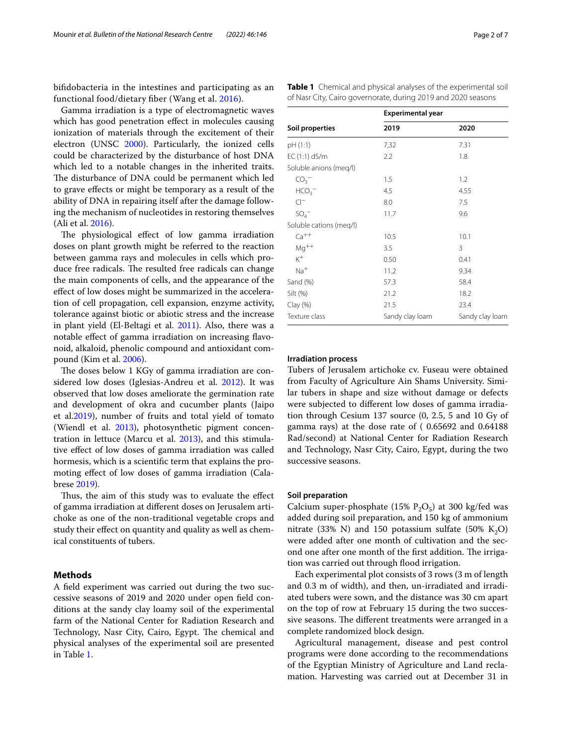bifidobacteria in the intestines and participating as an functional food/dietary fiber (Wang et al. 2016).

Gamma irradiation is a type of electromagnetic waves which has good penetration effect in molecules causing ionization of materials through the excitement of their electron (UNSC 2000). Particularly, the ionized cells could be characterized by the disturbance of host DNA which led to a notable changes in the inherited traits. The disturbance of DNA could be permanent which led to grave effects or might be temporary as a result of the ability of DNA in repairing itself after the damage following the mechanism of nucleotides in restoring themselves (Ali et al. 2016).

The physiological effect of low gamma irradiation doses on plant growth might be referred to the reaction between gamma rays and molecules in cells which produce free radicals. The resulted free radicals can change the main components of cells, and the appearance of the effect of low doses might be summarized in the acceleration of cell propagation, cell expansion, enzyme activity, tolerance against biotic or abiotic stress and the increase in plant yield (El-Beltagi et al. 2011). Also, there was a notable effect of gamma irradiation on increasing flavonoid, alkaloid, phenolic compound and antioxidant compound (Kim et al. 2006).

The doses below 1 KGy of gamma irradiation are considered low doses (Iglesias-Andreu et al. 2012). It was observed that low doses ameliorate the germination rate and development of okra and cucumber plants (Jaipo et al.2019), number of fruits and total yield of tomato (Wiendl et al. 2013), photosynthetic pigment concentration in lettuce (Marcu et al. 2013), and this stimulative effect of low doses of gamma irradiation was called hormesis, which is a scientific term that explains the promoting effect of low doses of gamma irradiation (Calabrese 2019).

Thus, the aim of this study was to evaluate the effect of gamma irradiation at different doses on Jerusalem artichoke as one of the non-traditional vegetable crops and study their effect on quantity and quality as well as chemical constituents of tubers.

## Methods

A field experiment was carried out during the two successive seasons of 2019 and 2020 under open field conditions at the sandy clay loamy soil of the experimental farm of the National Center for Radiation Research and Technology, Nasr City, Cairo, Egypt. The chemical and physical analyses of the experimental soil are presented in Table 1.

**Table 1** Chemical and physical analyses of the experimental soil of Nasr City, Cairo governorate, during 2019 and 2020 seasons

| Soil properties | Experimental year | |
|---|---|---|
| | 2019 | 2020 |
| pH (1:1) | 7,32 | 7.31 |
| EC (1:1) dS/m | 2.2 | 1.8 |
| Soluble anions (meq/l) | | |
| $CO_3^-$ | 1.5 | 1.2 |
| $HCO_3^-$ | 4.5 | 4.55 |
| $Cl^-$ | 8.0 | 7.5 |
| $SO_4^-$ | 11.7 | 9.6 |
| Soluble cations (meq/l) | | |
| $Ca^{++}$ | 10.5 | 10.1 |
| $Mg^{++}$ | 3.5 | 3 |
| $K^+$ | 0.50 | 0.41 |
| $Na^+$ | 11.2 | 9.34 |
| Sand (%) | 57.3 | 58.4 |
| Silt (%) | 21.2 | 18.2 |
| Clay (%) | 21.5 | 23.4 |
| Texture class | Sandy clay loam | Sandy clay loam |

### Irradiation process

Tubers of Jerusalem artichoke cv. Fuseau were obtained from Faculty of Agriculture Ain Shams University. Similar tubers in shape and size without damage or defects were subjected to different low doses of gamma irradiation through Cesium 137 source (0, 2.5, 5 and 10 Gy of gamma rays) at the dose rate of ( 0.65692 and 0.64188 Rad/second) at National Center for Radiation Research and Technology, Nasr City, Cairo, Egypt, during the two successive seasons.

### Soil preparation

Calcium super-phosphate (15% $P_2O_5$) at 300 kg/fed was added during soil preparation, and 150 kg of ammonium nitrate (33% N) and 150 potassium sulfate (50% $K_2O$) were added after one month of cultivation and the second one after one month of the first addition. The irrigation was carried out through flood irrigation.

Each experimental plot consists of 3 rows (3 m of length and 0.3 m of width), and then, un-irradiated and irradiated tubers were sown, and the distance was 30 cm apart on the top of row at February 15 during the two successive seasons. The different treatments were arranged in a complete randomized block design.

Agricultural management, disease and pest control programs were done according to the recommendations of the Egyptian Ministry of Agriculture and Land reclamation. Harvesting was carried out at December 31 in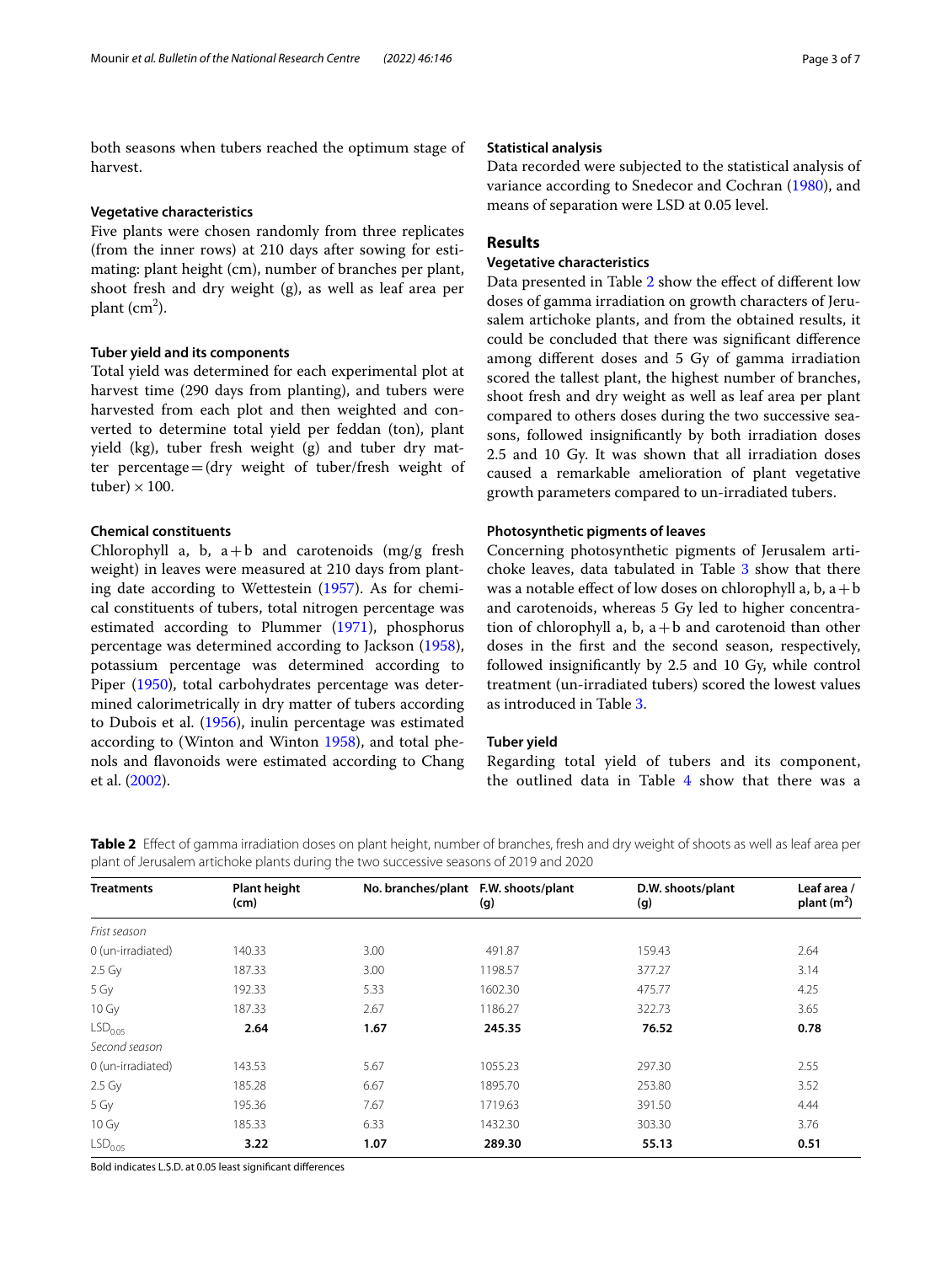both seasons when tubers reached the optimum stage of harvest.

### Vegetative characteristics

Five plants were chosen randomly from three replicates (from the inner rows) at 210 days after sowing for estimating: plant height (cm), number of branches per plant, shoot fresh and dry weight (g), as well as leaf area per plant ($cm^2$).

### Tuber yield and its components

Total yield was determined for each experimental plot at harvest time (290 days from planting), and tubers were harvested from each plot and then weighted and converted to determine total yield per feddan (ton), plant yield (kg), tuber fresh weight (g) and tuber dry matter percentage = (dry weight of tuber/fresh weight of tuber) × 100.

### Chemical constituents

Chlorophyll a, b, a + b and carotenoids (mg/g fresh weight) in leaves were measured at 210 days from planting date according to Wettestein (1957). As for chemical constituents of tubers, total nitrogen percentage was estimated according to Plummer (1971), phosphorus percentage was determined according to Jackson (1958), potassium percentage was determined according to Piper (1950), total carbohydrates percentage was determined calorimetrically in dry matter of tubers according to Dubois et al. (1956), inulin percentage was estimated according to (Winton and Winton 1958), and total phenols and flavonoids were estimated according to Chang et al. (2002).

### Statistical analysis

Data recorded were subjected to the statistical analysis of variance according to Snedecor and Cochran (1980), and means of separation were LSD at 0.05 level.

## Results

### Vegetative characteristics

Data presented in Table 2 show the effect of different low doses of gamma irradiation on growth characters of Jerusalem artichoke plants, and from the obtained results, it could be concluded that there was significant difference among different doses and 5 Gy of gamma irradiation scored the tallest plant, the highest number of branches, shoot fresh and dry weight as well as leaf area per plant compared to others doses during the two successive seasons, followed insignificantly by both irradiation doses 2.5 and 10 Gy. It was shown that all irradiation doses caused a remarkable amelioration of plant vegetative growth parameters compared to un-irradiated tubers.

### Photosynthetic pigments of leaves

Concerning photosynthetic pigments of Jerusalem artichoke leaves, data tabulated in Table 3 show that there was a notable effect of low doses on chlorophyll a, b, a + b and carotenoids, whereas 5 Gy led to higher concentration of chlorophyll a, b, a + b and carotenoid than other doses in the first and the second season, respectively, followed insignificantly by 2.5 and 10 Gy, while control treatment (un-irradiated tubers) scored the lowest values as introduced in Table 3.

### Tuber yield

Regarding total yield of tubers and its component, the outlined data in Table 4 show that there was a

**Table 2** Effect of gamma irradiation doses on plant height, number of branches, fresh and dry weight of shoots as well as leaf area per plant of Jerusalem artichoke plants during the two successive seasons of 2019 and 2020

| Treatments | Plant height (cm) | No. branches/plant | F.W. shoots/plant (g) | D.W. shoots/plant (g) | Leaf area / plant ($m^2$) |
|---|---|---|---|---|---|
| *Frist season* | | | | | |
| 0 (un-irradiated) | 140.33 | 3.00 | 491.87 | 159.43 | 2.64 |
| 2.5 Gy | 187.33 | 3.00 | 1198.57 | 377.27 | 3.14 |
| 5 Gy | 192.33 | 5.33 | 1602.30 | 475.77 | 4.25 |
| 10 Gy | 187.33 | 2.67 | 1186.27 | 322.73 | 3.65 |
| $LSD_{0.05}$ | **2.64** | **1.67** | **245.35** | **76.52** | **0.78** |
| *Second season* | | | | | |
| 0 (un-irradiated) | 143.53 | 5.67 | 1055.23 | 297.30 | 2.55 |
| 2.5 Gy | 185.28 | 6.67 | 1895.70 | 253.80 | 3.52 |
| 5 Gy | 195.36 | 7.67 | 1719.63 | 391.50 | 4.44 |
| 10 Gy | 185.33 | 6.33 | 1432.30 | 303.30 | 3.76 |
| $LSD_{0.05}$ | **3.22** | **1.07** | **289.30** | **55.13** | **0.51** |

Bold indicates L.S.D. at 0.05 least significant differences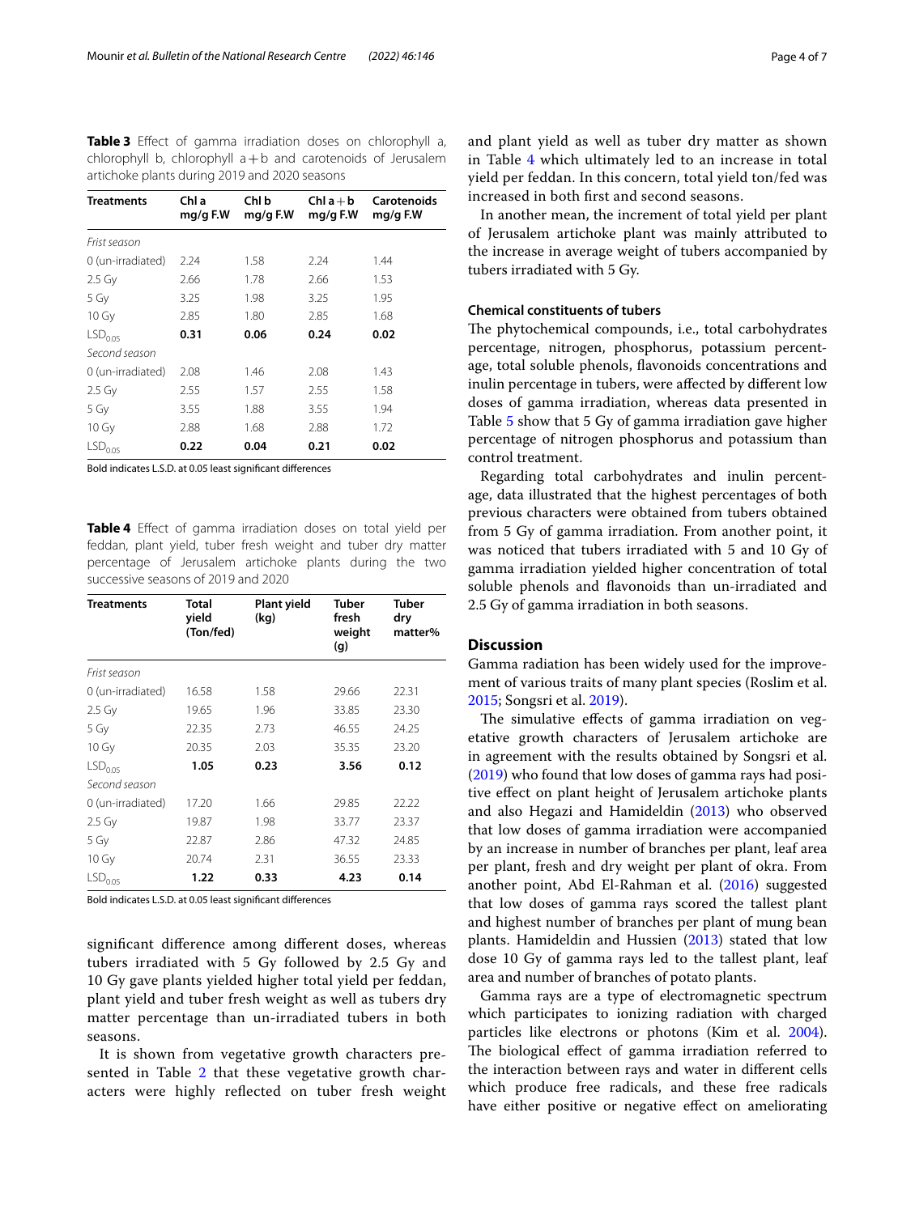**Table 3** Effect of gamma irradiation doses on chlorophyll a, chlorophyll b, chlorophyll a + b and carotenoids of Jerusalem artichoke plants during 2019 and 2020 seasons

| Treatments | Chl a mg/g F.W | Chl b mg/g F.W | Chl a + b mg/g F.W | Carotenoids mg/g F.W |
|---|---|---|---|---|
| *Frist season* | | | | |
| 0 (un-irradiated) | 2.24 | 1.58 | 2.24 | 1.44 |
| 2.5 Gy | 2.66 | 1.78 | 2.66 | 1.53 |
| 5 Gy | 3.25 | 1.98 | 3.25 | 1.95 |
| 10 Gy | 2.85 | 1.80 | 2.85 | 1.68 |
| $LSD_{0.05}$ | **0.31** | **0.06** | **0.24** | **0.02** |
| *Second season* | | | | |
| 0 (un-irradiated) | 2.08 | 1.46 | 2.08 | 1.43 |
| 2.5 Gy | 2.55 | 1.57 | 2.55 | 1.58 |
| 5 Gy | 3.55 | 1.88 | 3.55 | 1.94 |
| 10 Gy | 2.88 | 1.68 | 2.88 | 1.72 |
| $LSD_{0.05}$ | **0.22** | **0.04** | **0.21** | **0.02** |

Bold indicates L.S.D. at 0.05 least significant differences

**Table 4** Effect of gamma irradiation doses on total yield per feddan, plant yield, tuber fresh weight and tuber dry matter percentage of Jerusalem artichoke plants during the two successive seasons of 2019 and 2020

| Treatments | Total yield (Ton/fed) | Plant yield (kg) | Tuber fresh weight (g) | Tuber dry matter% |
|---|---|---|---|---|
| *Frist season* | | | | |
| 0 (un-irradiated) | 16.58 | 1.58 | 29.66 | 22.31 |
| 2.5 Gy | 19.65 | 1.96 | 33.85 | 23.30 |
| 5 Gy | 22.35 | 2.73 | 46.55 | 24.25 |
| 10 Gy | 20.35 | 2.03 | 35.35 | 23.20 |
| $LSD_{0.05}$ | **1.05** | **0.23** | **3.56** | **0.12** |
| *Second season* | | | | |
| 0 (un-irradiated) | 17.20 | 1.66 | 29.85 | 22.22 |
| 2.5 Gy | 19.87 | 1.98 | 33.77 | 23.37 |
| 5 Gy | 22.87 | 2.86 | 47.32 | 24.85 |
| 10 Gy | 20.74 | 2.31 | 36.55 | 23.33 |
| $LSD_{0.05}$ | **1.22** | **0.33** | **4.23** | **0.14** |

Bold indicates L.S.D. at 0.05 least significant differences

significant difference among different doses, whereas tubers irradiated with 5 Gy followed by 2.5 Gy and 10 Gy gave plants yielded higher total yield per feddan, plant yield and tuber fresh weight as well as tubers dry matter percentage than un-irradiated tubers in both seasons.

It is shown from vegetative growth characters presented in Table 2 that these vegetative growth characters were highly reflected on tuber fresh weight and plant yield as well as tuber dry matter as shown in Table 4 which ultimately led to an increase in total yield per feddan. In this concern, total yield ton/fed was increased in both first and second seasons.

In another mean, the increment of total yield per plant of Jerusalem artichoke plant was mainly attributed to the increase in average weight of tubers accompanied by tubers irradiated with 5 Gy.

#### Chemical constituents of tubers

The phytochemical compounds, i.e., total carbohydrates percentage, nitrogen, phosphorus, potassium percentage, total soluble phenols, flavonoids concentrations and inulin percentage in tubers, were affected by different low doses of gamma irradiation, whereas data presented in Table 5 show that 5 Gy of gamma irradiation gave higher percentage of nitrogen phosphorus and potassium than control treatment.

Regarding total carbohydrates and inulin percentage, data illustrated that the highest percentages of both previous characters were obtained from tubers obtained from 5 Gy of gamma irradiation. From another point, it was noticed that tubers irradiated with 5 and 10 Gy of gamma irradiation yielded higher concentration of total soluble phenols and flavonoids than un-irradiated and 2.5 Gy of gamma irradiation in both seasons.

## Discussion

Gamma radiation has been widely used for the improvement of various traits of many plant species (Roslim et al. 2015; Songsri et al. 2019).

The simulative effects of gamma irradiation on vegetative growth characters of Jerusalem artichoke are in agreement with the results obtained by Songsri et al. (2019) who found that low doses of gamma rays had positive effect on plant height of Jerusalem artichoke plants and also Hegazi and Hamideldin (2013) who observed that low doses of gamma irradiation were accompanied by an increase in number of branches per plant, leaf area per plant, fresh and dry weight per plant of okra. From another point, Abd El-Rahman et al. (2016) suggested that low doses of gamma rays scored the tallest plant and highest number of branches per plant of mung bean plants. Hamideldin and Hussien (2013) stated that low dose 10 Gy of gamma rays led to the tallest plant, leaf area and number of branches of potato plants.

Gamma rays are a type of electromagnetic spectrum which participates to ionizing radiation with charged particles like electrons or photons (Kim et al. 2004). The biological effect of gamma irradiation referred to the interaction between rays and water in different cells which produce free radicals, and these free radicals have either positive or negative effect on ameliorating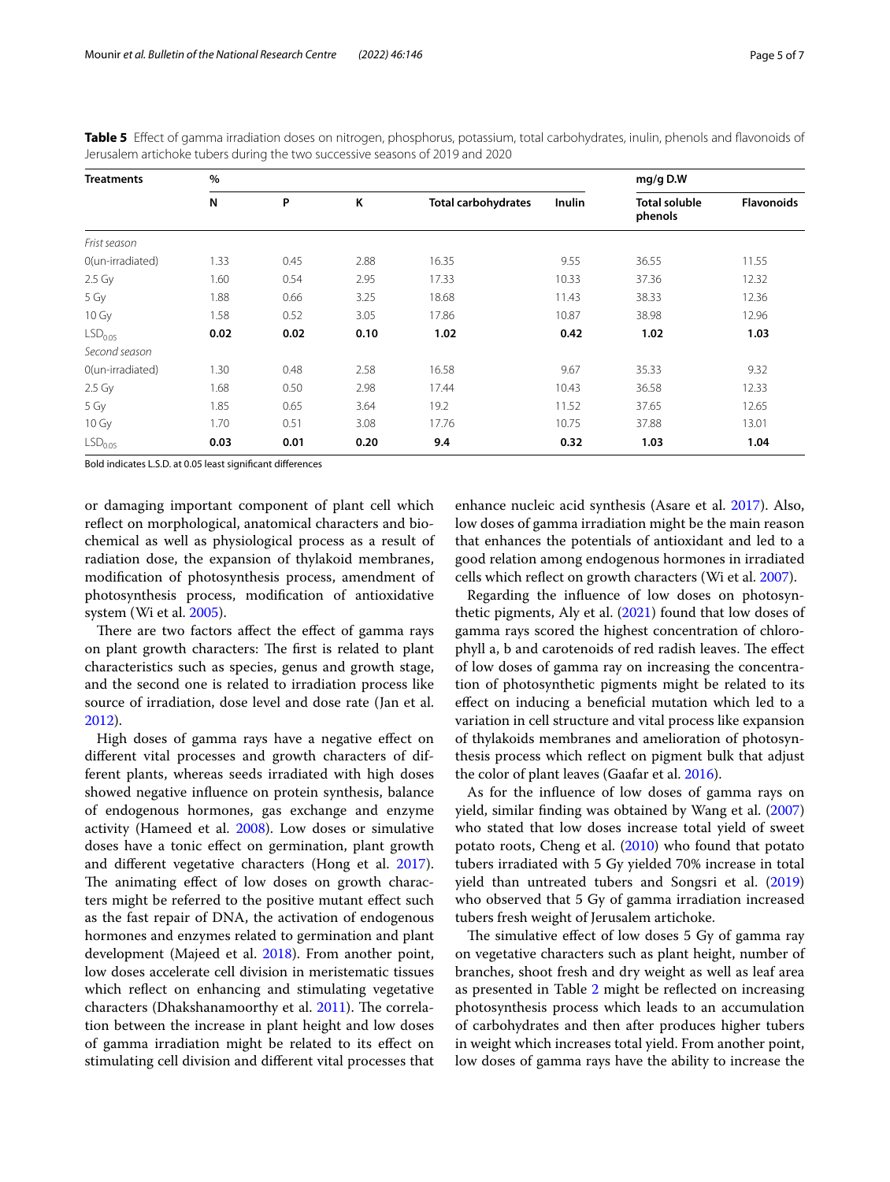**Table 5** Effect of gamma irradiation doses on nitrogen, phosphorus, potassium, total carbohydrates, inulin, phenols and flavonoids of Jerusalem artichoke tubers during the two successive seasons of 2019 and 2020

| Treatments | % | | | | | mg/g D.W | |
|---|---|---|---|---|---|---|---|
| | N | P | K | Total carbohydrates | Inulin | Total soluble phenols | Flavonoids |
| *Frist season* | | | | | | | |
| 0(un-irradiated) | 1.33 | 0.45 | 2.88 | 16.35 | 9.55 | 36.55 | 11.55 |
| 2.5 Gy | 1.60 | 0.54 | 2.95 | 17.33 | 10.33 | 37.36 | 12.32 |
| 5 Gy | 1.88 | 0.66 | 3.25 | 18.68 | 11.43 | 38.33 | 12.36 |
| 10 Gy | 1.58 | 0.52 | 3.05 | 17.86 | 10.87 | 38.98 | 12.96 |
| $LSD_{0.05}$ | **0.02** | **0.02** | **0.10** | **1.02** | **0.42** | **1.02** | **1.03** |
| *Second season* | | | | | | | |
| 0(un-irradiated) | 1.30 | 0.48 | 2.58 | 16.58 | 9.67 | 35.33 | 9.32 |
| 2.5 Gy | 1.68 | 0.50 | 2.98 | 17.44 | 10.43 | 36.58 | 12.33 |
| 5 Gy | 1.85 | 0.65 | 3.64 | 19.2 | 11.52 | 37.65 | 12.65 |
| 10 Gy | 1.70 | 0.51 | 3.08 | 17.76 | 10.75 | 37.88 | 13.01 |
| $LSD_{0.05}$ | **0.03** | **0.01** | **0.20** | **9.4** | **0.32** | **1.03** | **1.04** |

Bold indicates L.S.D. at 0.05 least significant differences

or damaging important component of plant cell which reflect on morphological, anatomical characters and biochemical as well as physiological process as a result of radiation dose, the expansion of thylakoid membranes, modification of photosynthesis process, amendment of photosynthesis process, modification of antioxidative system (Wi et al. 2005).

There are two factors affect the effect of gamma rays on plant growth characters: The first is related to plant characteristics such as species, genus and growth stage, and the second one is related to irradiation process like source of irradiation, dose level and dose rate (Jan et al. 2012).

High doses of gamma rays have a negative effect on different vital processes and growth characters of different plants, whereas seeds irradiated with high doses showed negative influence on protein synthesis, balance of endogenous hormones, gas exchange and enzyme activity (Hameed et al. 2008). Low doses or simulative doses have a tonic effect on germination, plant growth and different vegetative characters (Hong et al. 2017). The animating effect of low doses on growth characters might be referred to the positive mutant effect such as the fast repair of DNA, the activation of endogenous hormones and enzymes related to germination and plant development (Majeed et al. 2018). From another point, low doses accelerate cell division in meristematic tissues which reflect on enhancing and stimulating vegetative characters (Dhakshanamoorthy et al. 2011). The correlation between the increase in plant height and low doses of gamma irradiation might be related to its effect on stimulating cell division and different vital processes that enhance nucleic acid synthesis (Asare et al. 2017). Also, low doses of gamma irradiation might be the main reason that enhances the potentials of antioxidant and led to a good relation among endogenous hormones in irradiated cells which reflect on growth characters (Wi et al. 2007).

Regarding the influence of low doses on photosynthetic pigments, Aly et al. (2021) found that low doses of gamma rays scored the highest concentration of chlorophyll a, b and carotenoids of red radish leaves. The effect of low doses of gamma ray on increasing the concentration of photosynthetic pigments might be related to its effect on inducing a beneficial mutation which led to a variation in cell structure and vital process like expansion of thylakoids membranes and amelioration of photosynthesis process which reflect on pigment bulk that adjust the color of plant leaves (Gaafar et al. 2016).

As for the influence of low doses of gamma rays on yield, similar finding was obtained by Wang et al. (2007) who stated that low doses increase total yield of sweet potato roots, Cheng et al. (2010) who found that potato tubers irradiated with 5 Gy yielded 70% increase in total yield than untreated tubers and Songsri et al. (2019) who observed that 5 Gy of gamma irradiation increased tubers fresh weight of Jerusalem artichoke.

The simulative effect of low doses 5 Gy of gamma ray on vegetative characters such as plant height, number of branches, shoot fresh and dry weight as well as leaf area as presented in Table 2 might be reflected on increasing photosynthesis process which leads to an accumulation of carbohydrates and then after produces higher tubers in weight which increases total yield. From another point, low doses of gamma rays have the ability to increase the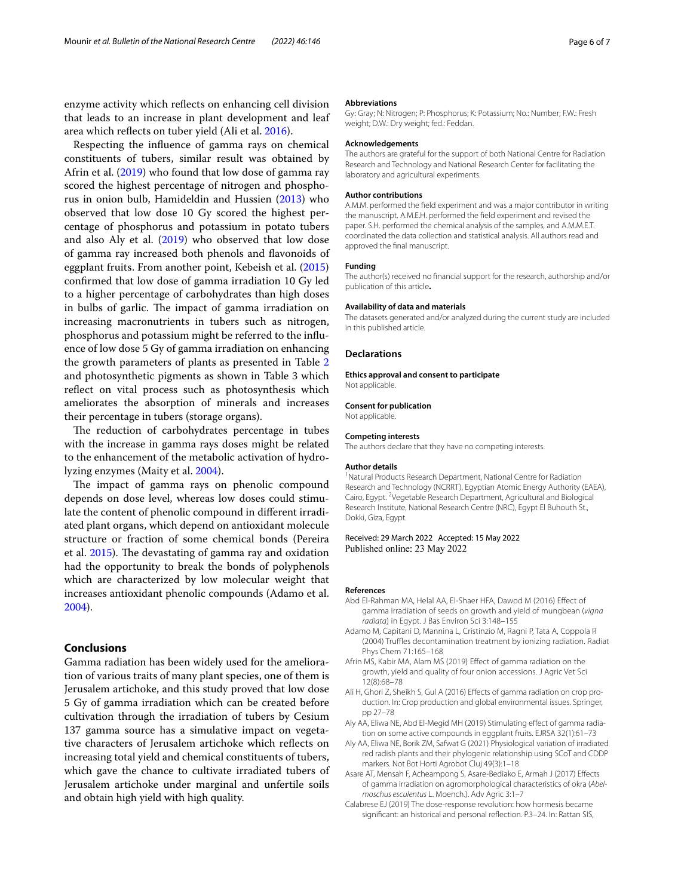enzyme activity which reflects on enhancing cell division that leads to an increase in plant development and leaf area which reflects on tuber yield (Ali et al. 2016).

Respecting the influence of gamma rays on chemical constituents of tubers, similar result was obtained by Afrin et al. (2019) who found that low dose of gamma ray scored the highest percentage of nitrogen and phosphorus in onion bulb, Hamideldin and Hussien (2013) who observed that low dose 10 Gy scored the highest percentage of phosphorus and potassium in potato tubers and also Aly et al. (2019) who observed that low dose of gamma ray increased both phenols and flavonoids of eggplant fruits. From another point, Kebeish et al. (2015) confirmed that low dose of gamma irradiation 10 Gy led to a higher percentage of carbohydrates than high doses in bulbs of garlic. The impact of gamma irradiation on increasing macronutrients in tubers such as nitrogen, phosphorus and potassium might be referred to the influence of low dose 5 Gy of gamma irradiation on enhancing the growth parameters of plants as presented in Table 2 and photosynthetic pigments as shown in Table 3 which reflect on vital process such as photosynthesis which ameliorates the absorption of minerals and increases their percentage in tubers (storage organs).

The reduction of carbohydrates percentage in tubes with the increase in gamma rays doses might be related to the enhancement of the metabolic activation of hydrolyzing enzymes (Maity et al. 2004).

The impact of gamma rays on phenolic compound depends on dose level, whereas low doses could stimulate the content of phenolic compound in different irradiated plant organs, which depend on antioxidant molecule structure or fraction of some chemical bonds (Pereira et al. 2015). The devastating of gamma ray and oxidation had the opportunity to break the bonds of polyphenols which are characterized by low molecular weight that increases antioxidant phenolic compounds (Adamo et al. 2004).

## Conclusions

Gamma radiation has been widely used for the amelioration of various traits of many plant species, one of them is Jerusalem artichoke, and this study proved that low dose 5 Gy of gamma irradiation which can be created before cultivation through the irradiation of tubers by Cesium 137 gamma source has a simulative impact on vegetative characters of Jerusalem artichoke which reflects on increasing total yield and chemical constituents of tubers, which gave the chance to cultivate irradiated tubers of Jerusalem artichoke under marginal and unfertile soils and obtain high yield with high quality.

### Abbreviations

Gy: Gray; N: Nitrogen; P: Phosphorus; K: Potassium; No.: Number; F.W.: Fresh weight; D.W.: Dry weight; fed.: Feddan.

### Acknowledgements

The authors are grateful for the support of both National Centre for Radiation Research and Technology and National Research Center for facilitating the laboratory and agricultural experiments.

### Author contributions

A.M.M. performed the field experiment and was a major contributor in writing the manuscript. A.M.E.H. performed the field experiment and revised the paper. S.H. performed the chemical analysis of the samples, and A.M.M.E.T. coordinated the data collection and statistical analysis. All authors read and approved the final manuscript.

### Funding

The author(s) received no financial support for the research, authorship and/or publication of this article**.**

### Availability of data and materials

The datasets generated and/or analyzed during the current study are included in this published article.

## Declarations

### Ethics approval and consent to participate

Not applicable.

### Consent for publication

Not applicable.

### Competing interests

The authors declare that they have no competing interests.

### Author details

[1]Natural Products Research Department, National Centre for Radiation Research and Technology (NCRRT), Egyptian Atomic Energy Authority (EAEA), Cairo, Egypt. [2]Vegetable Research Department, Agricultural and Biological Research Institute, National Research Centre (NRC), Egypt El Buhouth St., Dokki, Giza, Egypt.

Received: 29 March 2022 Accepted: 15 May 2022
Published online: 23 May 2022

### References

Abd El-Rahman MA, Helal AA, El-Shaer HFA, Dawod M (2016) Effect of gamma irradiation of seeds on growth and yield of mungbean (*vigna radiata*) in Egypt. J Bas Environ Sci 3:148–155

Adamo M, Capitani D, Mannina L, Cristinzio M, Ragni P, Tata A, Coppola R (2004) Truffles decontamination treatment by ionizing radiation. Radiat Phys Chem 71:165–168

Afrin MS, Kabir MA, Alam MS (2019) Effect of gamma radiation on the growth, yield and quality of four onion accessions. J Agric Vet Sci 12(8):68–78

Ali H, Ghori Z, Sheikh S, Gul A (2016) Effects of gamma radiation on crop production. In: Crop production and global environmental issues. Springer, pp 27–78

Aly AA, Eliwa NE, Abd El-Megid MH (2019) Stimulating effect of gamma radiation on some active compounds in eggplant fruits. EJRSA 32(1):61–73

Aly AA, Eliwa NE, Borik ZM, Safwat G (2021) Physiological variation of irradiated red radish plants and their phylogenic relationship using SCoT and CDDP markers. Not Bot Horti Agrobot Cluj 49(3):1–18

Asare AT, Mensah F, Acheampong S, Asare-Bediako E, Armah J (2017) Effects of gamma irradiation on agromorphological characteristics of okra (*Abelmoschus esculentus* L. Moench.). Adv Agric 3:1–7

Calabrese EJ (2019) The dose-response revolution: how hormesis became significant: an historical and personal reflection. P.3–24. In: Rattan SIS,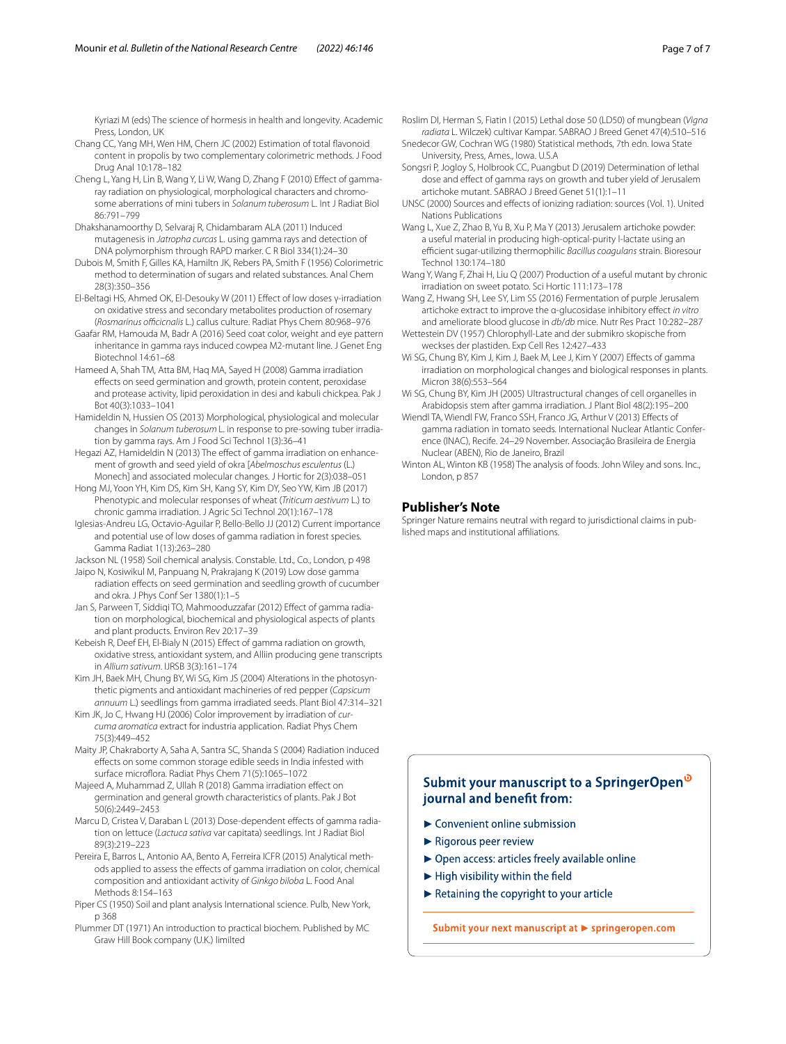Kyriazi M (eds) The science of hormesis in health and longevity. Academic Press, London, UK

Chang CC, Yang MH, Wen HM, Chern JC (2002) Estimation of total flavonoid content in propolis by two complementary colorimetric methods. J Food Drug Anal 10:178–182

Cheng L, Yang H, Lin B, Wang Y, Li W, Wang D, Zhang F (2010) Effect of gamma-ray radiation on physiological, morphological characters and chromosome aberrations of mini tubers in *Solanum tuberosum* L. Int J Radiat Biol 86:791–799

Dhakshanamoorthy D, Selvaraj R, Chidambaram ALA (2011) Induced mutagenesis in *Jatropha curcas* L. using gamma rays and detection of DNA polymorphism through RAPD marker. C R Biol 334(1):24–30

Dubois M, Smith F, Gilles KA, Hamiltn JK, Rebers PA, Smith F (1956) Colorimetric method to determination of sugars and related substances. Anal Chem 28(3):350–356

El-Beltagi HS, Ahmed OK, El-Desouky W (2011) Effect of low doses γ-irradiation on oxidative stress and secondary metabolites production of rosemary (*Rosmarinus officicnalis* L.) callus culture. Radiat Phys Chem 80:968–976

Gaafar RM, Hamouda M, Badr A (2016) Seed coat color, weight and eye pattern inheritance in gamma rays induced cowpea M2-mutant line. J Genet Eng Biotechnol 14:61–68

Hameed A, Shah TM, Atta BM, Haq MA, Sayed H (2008) Gamma irradiation effects on seed germination and growth, protein content, peroxidase and protease activity, lipid peroxidation in desi and kabuli chickpea. Pak J Bot 40(3):1033–1041

Hamideldin N, Hussien OS (2013) Morphological, physiological and molecular changes in *Solanum tuberosum* L. in response to pre-sowing tuber irradiation by gamma rays. Am J Food Sci Technol 1(3):36–41

Hegazi AZ, Hamideldin N (2013) The effect of gamma irradiation on enhancement of growth and seed yield of okra [*Abelmoschus esculentus* (L.) Monech] and associated molecular changes. J Hortic for 2(3):038–051

Hong MJ, Yoon YH, Kim DS, Kim SH, Kang SY, Kim DY, Seo YW, Kim JB (2017) Phenotypic and molecular responses of wheat (*Triticum aestivum* L.) to chronic gamma irradiation. J Agric Sci Technol 20(1):167–178

Iglesias-Andreu LG, Octavio-Aguilar P, Bello-Bello JJ (2012) Current importance and potential use of low doses of gamma radiation in forest species. Gamma Radiat 1(13):263–280

Jackson NL (1958) Soil chemical analysis. Constable. Ltd., Co., London, p 498

Jaipo N, Kosiwikul M, Panpuang N, Prakrajang K (2019) Low dose gamma radiation effects on seed germination and seedling growth of cucumber and okra. J Phys Conf Ser 1380(1):1–5

Jan S, Parween T, Siddiqi TO, Mahmooduzzafar (2012) Effect of gamma radiation on morphological, biochemical and physiological aspects of plants and plant products. Environ Rev 20:17–39

Kebeish R, Deef EH, El-Bialy N (2015) Effect of gamma radiation on growth, oxidative stress, antioxidant system, and Alliin producing gene transcripts in *Allium sativum*. IJRSB 3(3):161–174

Kim JH, Baek MH, Chung BY, Wi SG, Kim JS (2004) Alterations in the photosynthetic pigments and antioxidant machineries of red pepper (*Capsicum annuum* L.) seedlings from gamma irradiated seeds. Plant Biol 47:314–321

Kim JK, Jo C, Hwang HJ (2006) Color improvement by irradiation of *curcuma aromatica* extract for industria application. Radiat Phys Chem 75(3):449–452

Maity JP, Chakraborty A, Saha A, Santra SC, Shanda S (2004) Radiation induced effects on some common storage edible seeds in India infested with surface microflora. Radiat Phys Chem 71(5):1065–1072

Majeed A, Muhammad Z, Ullah R (2018) Gamma irradiation effect on germination and general growth characteristics of plants. Pak J Bot 50(6):2449–2453

Marcu D, Cristea V, Daraban L (2013) Dose-dependent effects of gamma radiation on lettuce (*Lactuca sativa* var capitata) seedlings. Int J Radiat Biol 89(3):219–223

Pereira E, Barros L, Antonio AA, Bento A, Ferreira ICFR (2015) Analytical methods applied to assess the effects of gamma irradiation on color, chemical composition and antioxidant activity of *Ginkgo biloba* L. Food Anal Methods 8:154–163

Piper CS (1950) Soil and plant analysis International science. Pulb, New York, p 368

Plummer DT (1971) An introduction to practical biochem. Published by MC Graw Hill Book company (U.K.) limilted

Roslim DI, Herman S, Fiatin I (2015) Lethal dose 50 (LD50) of mungbean (*Vigna radiata* L. Wilczek) cultivar Kampar. SABRAO J Breed Genet 47(4):510–516

Snedecor GW, Cochran WG (1980) Statistical methods, 7th edn. Iowa State University, Press, Ames., Iowa. U.S.A

Songsri P, Jogloy S, Holbrook CC, Puangbut D (2019) Determination of lethal dose and effect of gamma rays on growth and tuber yield of Jerusalem artichoke mutant. SABRAO J Breed Genet 51(1):1–11

UNSC (2000) Sources and effects of ionizing radiation: sources (Vol. 1). United Nations Publications

Wang L, Xue Z, Zhao B, Yu B, Xu P, Ma Y (2013) Jerusalem artichoke powder: a useful material in producing high-optical-purity l-lactate using an efficient sugar-utilizing thermophilic *Bacillus coagulans* strain. Bioresour Technol 130:174–180

Wang Y, Wang F, Zhai H, Liu Q (2007) Production of a useful mutant by chronic irradiation on sweet potato. Sci Hortic 111:173–178

Wang Z, Hwang SH, Lee SY, Lim SS (2016) Fermentation of purple Jerusalem artichoke extract to improve the α-glucosidase inhibitory effect *in vitro* and ameliorate blood glucose in *db/db* mice. Nutr Res Pract 10:282–287

Wettestein DV (1957) Chlorophyll-Late and der submikro skopische from weckses der plastiden. Exp Cell Res 12:427–433

Wi SG, Chung BY, Kim J, Kim J, Baek M, Lee J, Kim Y (2007) Effects of gamma irradiation on morphological changes and biological responses in plants. Micron 38(6):553–564

Wi SG, Chung BY, Kim JH (2005) Ultrastructural changes of cell organelles in Arabidopsis stem after gamma irradiation. J Plant Biol 48(2):195–200

Wiendl TA, Wiendl FW, Franco SSH, Franco JG, Arthur V (2013) Effects of gamma radiation in tomato seeds. International Nuclear Atlantic Conference (INAC), Recife. 24–29 November. Associação Brasileira de Energia Nuclear (ABEN), Rio de Janeiro, Brazil

Winton AL, Winton KB (1958) The analysis of foods. John Wiley and sons. Inc., London, p 857

## Publisher's Note

Springer Nature remains neutral with regard to jurisdictional claims in published maps and institutional affiliations.

**Submit your manuscript to a SpringerOpen journal and benefit from:**

- ► Convenient online submission
- ► Rigorous peer review
- ► Open access: articles freely available online
- ► High visibility within the field
- ► Retaining the copyright to your article

**Submit your next manuscript at ► springeropen.com**